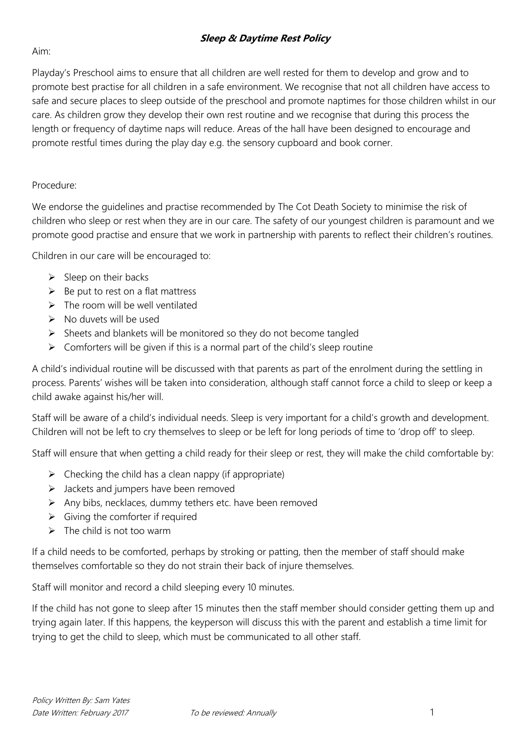# ***Sleep & Daytime Rest Policy***

Aim:

Playday's Preschool aims to ensure that all children are well rested for them to develop and grow and to promote best practise for all children in a safe environment. We recognise that not all children have access to safe and secure places to sleep outside of the preschool and promote naptimes for those children whilst in our care. As children grow they develop their own rest routine and we recognise that during this process the length or frequency of daytime naps will reduce. Areas of the hall have been designed to encourage and promote restful times during the play day e.g. the sensory cupboard and book corner.

Procedure:

We endorse the guidelines and practise recommended by The Cot Death Society to minimise the risk of children who sleep or rest when they are in our care. The safety of our youngest children is paramount and we promote good practise and ensure that we work in partnership with parents to reflect their children's routines.

Children in our care will be encouraged to:

- Sleep on their backs
- Be put to rest on a flat mattress
- The room will be well ventilated
- No duvets will be used
- Sheets and blankets will be monitored so they do not become tangled
- Comforters will be given if this is a normal part of the child's sleep routine

A child's individual routine will be discussed with that parents as part of the enrolment during the settling in process. Parents' wishes will be taken into consideration, although staff cannot force a child to sleep or keep a child awake against his/her will.

Staff will be aware of a child's individual needs. Sleep is very important for a child's growth and development. Children will not be left to cry themselves to sleep or be left for long periods of time to 'drop off' to sleep.

Staff will ensure that when getting a child ready for their sleep or rest, they will make the child comfortable by:

- Checking the child has a clean nappy (if appropriate)
- Jackets and jumpers have been removed
- Any bibs, necklaces, dummy tethers etc. have been removed
- Giving the comforter if required
- The child is not too warm

If a child needs to be comforted, perhaps by stroking or patting, then the member of staff should make themselves comfortable so they do not strain their back of injure themselves.

Staff will monitor and record a child sleeping every 10 minutes.

If the child has not gone to sleep after 15 minutes then the staff member should consider getting them up and trying again later. If this happens, the keyperson will discuss this with the parent and establish a time limit for trying to get the child to sleep, which must be communicated to all other staff.

*Policy Written By: Sam Yates*
*Date Written: February 2017* *To be reviewed: Annually*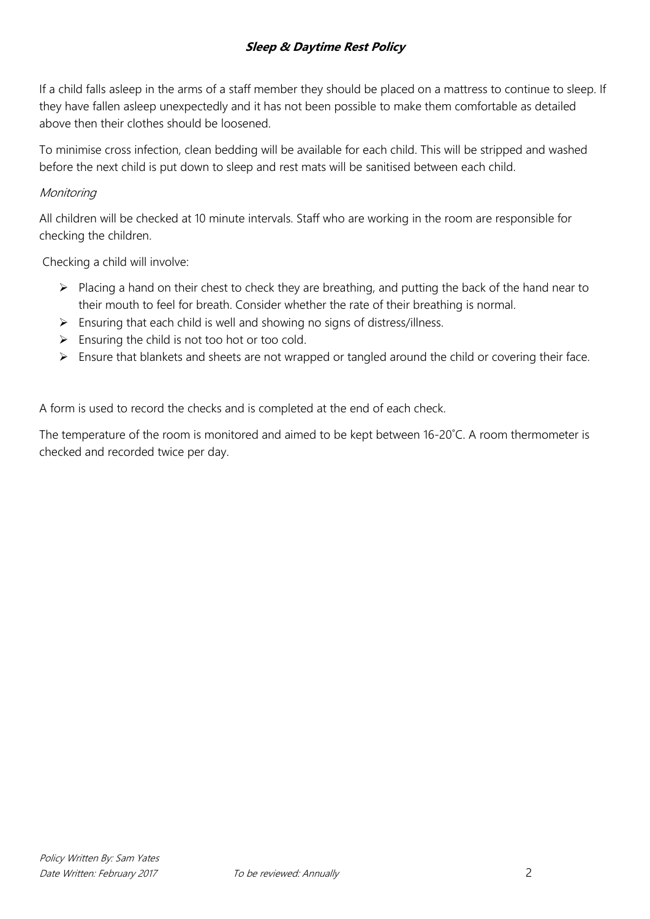If a child falls asleep in the arms of a staff member they should be placed on a mattress to continue to sleep. If they have fallen asleep unexpectedly and it has not been possible to make them comfortable as detailed above then their clothes should be loosened.

To minimise cross infection, clean bedding will be available for each child. This will be stripped and washed before the next child is put down to sleep and rest mats will be sanitised between each child.

*Monitoring*

All children will be checked at 10 minute intervals. Staff who are working in the room are responsible for checking the children.

Checking a child will involve:

- Placing a hand on their chest to check they are breathing, and putting the back of the hand near to their mouth to feel for breath. Consider whether the rate of their breathing is normal.
- Ensuring that each child is well and showing no signs of distress/illness.
- Ensuring the child is not too hot or too cold.
- Ensure that blankets and sheets are not wrapped or tangled around the child or covering their face.

A form is used to record the checks and is completed at the end of each check.

The temperature of the room is monitored and aimed to be kept between 16-20˚C. A room thermometer is checked and recorded twice per day.

*Policy Written By: Sam Yates*
*Date Written: February 2017* *To be reviewed: Annually*